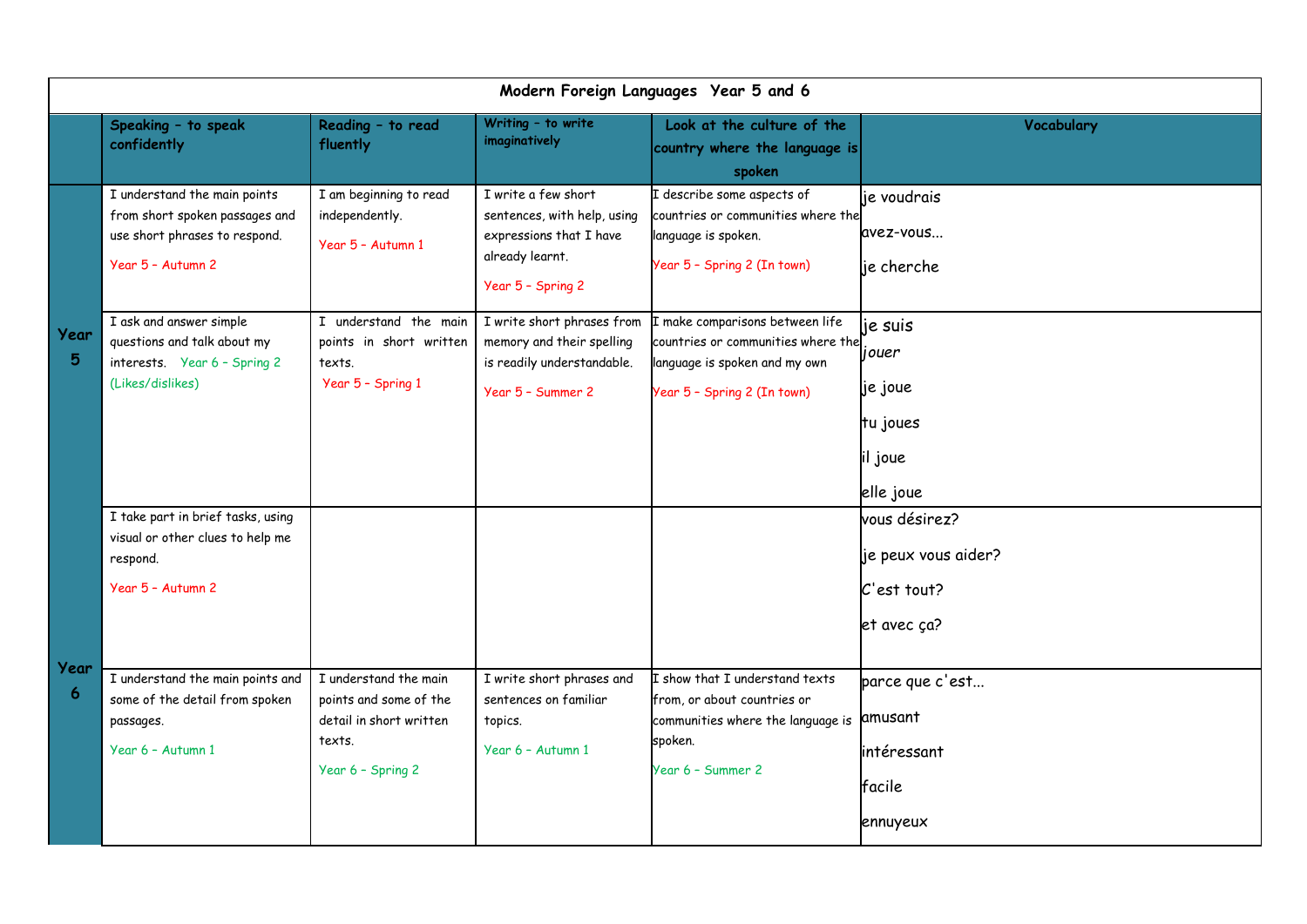| Modern Foreign Languages Year 5 and 6 | | | | | |
|---|---|---|---|---|---|
| | **Speaking – to speak confidently** | **Reading – to read fluently** | **Writing – to write imaginatively** | **Look at the culture of the country where the language is spoken** | **Vocabulary** |
| Year 5 | I understand the main points from short spoken passages and use short phrases to respond. Year 5 – Autumn 2 | I am beginning to read independently. Year 5 – Autumn 1 | I write a few short sentences, with help, using expressions that I have already learnt. Year 5 – Spring 2 | I describe some aspects of countries or communities where the language is spoken. Year 5 – Spring 2 (In town) | je voudrais<br>avez-vous…<br>je cherche |
| | I ask and answer simple questions and talk about my interests. Year 6 – Spring 2 (Likes/dislikes) | I understand the main points in short written texts. Year 5 – Spring 1 | I write short phrases from memory and their spelling is readily understandable. Year 5 – Summer 2 | I make comparisons between life countries or communities where the language is spoken and my own Year 5 – Spring 2 (In town) | je suis<br>jouer<br>je joue<br>tu joues<br>il joue<br>elle joue |
| Year 6 | I take part in brief tasks, using visual or other clues to help me respond. Year 5 – Autumn 2 | | | | vous désirez?<br>je peux vous aider?<br>C'est tout?<br>et avec ça? |
| | I understand the main points and some of the detail from spoken passages. Year 6 – Autumn 1 | I understand the main points and some of the detail in short written texts. Year 6 – Spring 2 | I write short phrases and sentences on familiar topics. Year 6 – Autumn 1 | I show that I understand texts from, or about countries or communities where the language is spoken. Year 6 – Summer 2 | parce que c'est…<br>amusant<br>intéressant<br>facile<br>ennuyeux |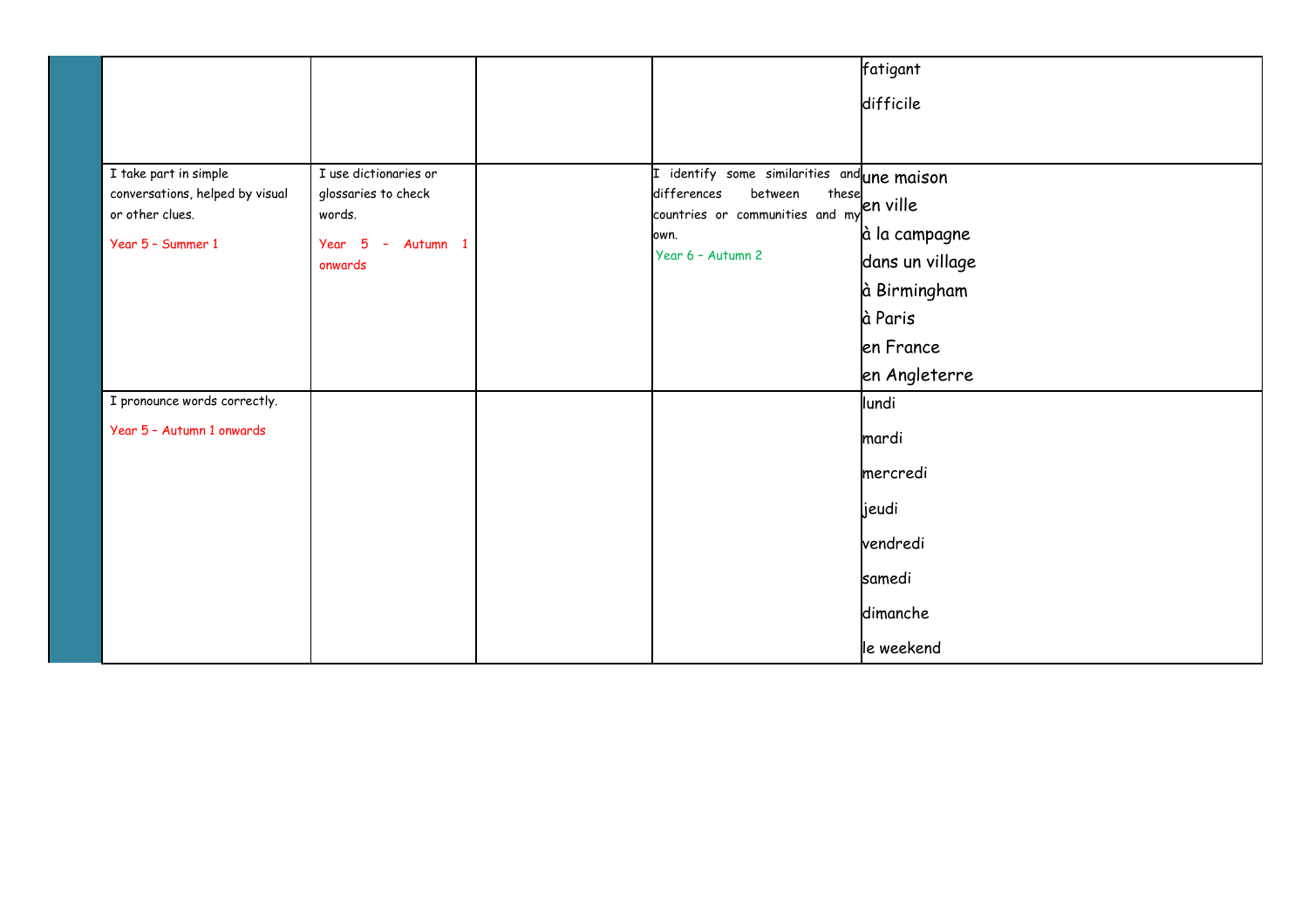| | | | | | |
|---|---|---|---|---|---|
| | | | | | fatigant<br>difficile |
| | I take part in simple conversations, helped by visual or other clues.<br>Year 5 – Summer 1 | I use dictionaries or glossaries to check words.<br>Year 5 – Autumn 1 onwards | | I identify some similarities and differences between these countries or communities and my own.<br>Year 6 – Autumn 2 | une maison<br>en ville<br>à la campagne<br>dans un village<br>à Birmingham<br>à Paris<br>en France<br>en Angleterre |
| | I pronounce words correctly.<br>Year 5 – Autumn 1 onwards | | | | lundi<br>mardi<br>mercredi<br>jeudi<br>vendredi<br>samedi<br>dimanche<br>le weekend |